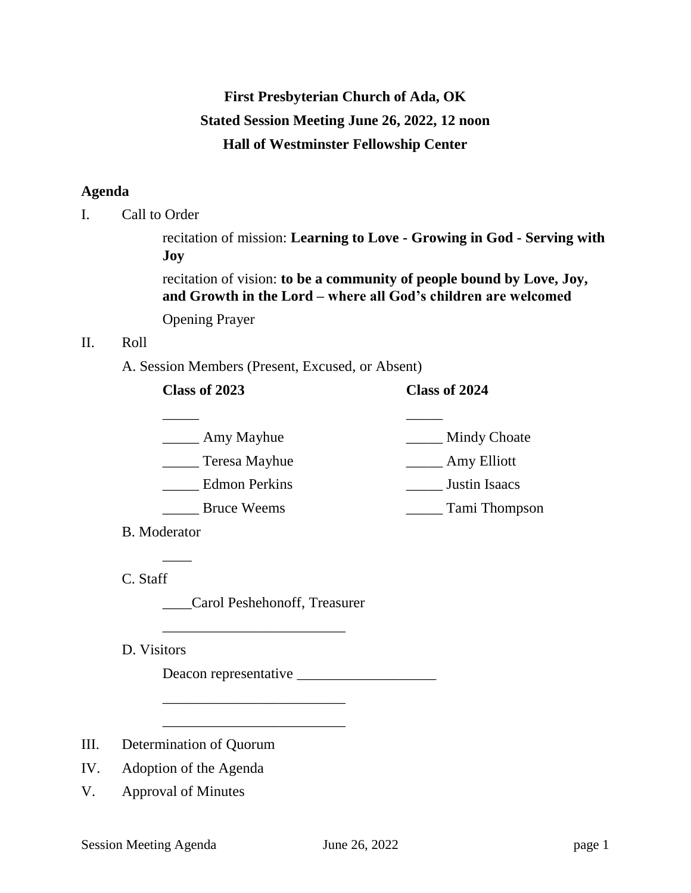**First Presbyterian Church of Ada, OK**

**Stated Session Meeting June 26, 2022, 12 noon**

**Hall of Westminster Fellowship Center**

**Agenda**

I. Call to Order

recitation of mission: **Learning to Love - Growing in God - Serving with Joy**

recitation of vision: **to be a community of people bound by Love, Joy, and Growth in the Lord – where all God's children are welcomed**

Opening Prayer

II. Roll

A. Session Members (Present, Excused, or Absent)

| Class of 2023 | Class of 2024 |
|---|---|
| _____ | _____ |
| _____ Amy Mayhue | _____ Mindy Choate |
| _____ Teresa Mayhue | _____ Amy Elliott |
| _____ Edmon Perkins | _____ Justin Isaacs |
| _____ Bruce Weems | _____ Tami Thompson |

B. Moderator

____

C. Staff

____Carol Peshehonoff, Treasurer

_________________________

D. Visitors

Deacon representative ___________________

_________________________

_________________________

III. Determination of Quorum

IV. Adoption of the Agenda

V. Approval of Minutes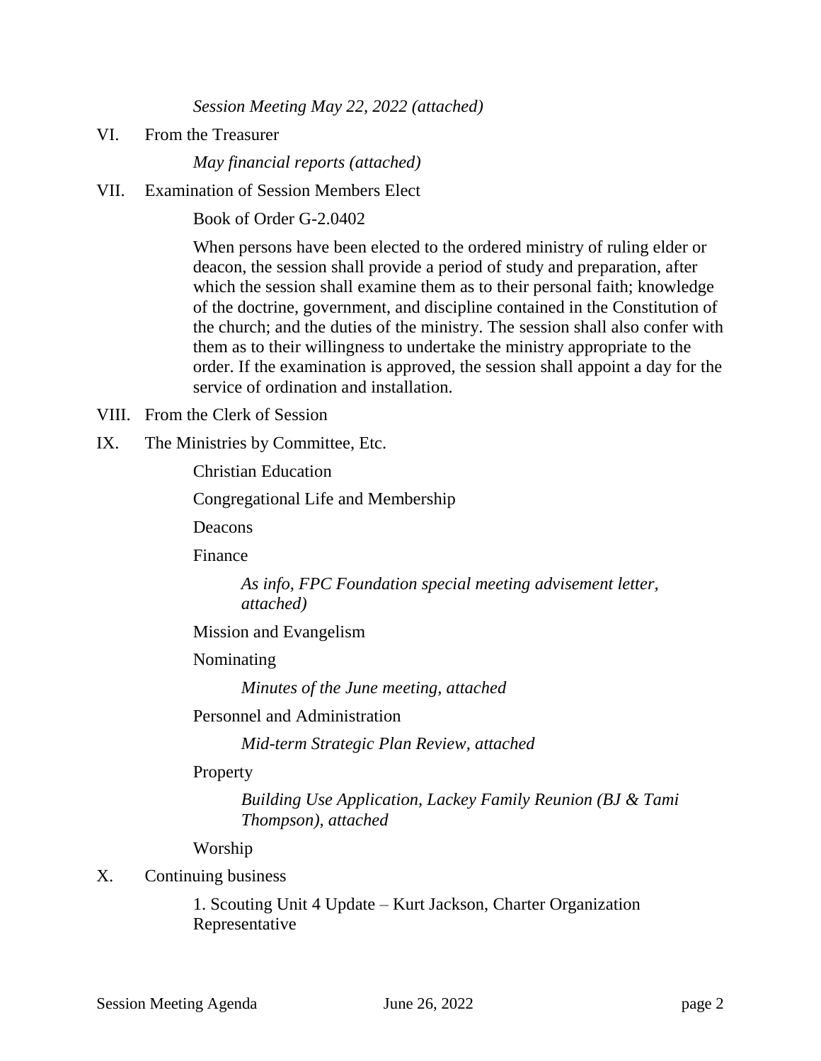*Session Meeting May 22, 2022 (attached)*

VI. From the Treasurer

*May financial reports (attached)*

VII. Examination of Session Members Elect

Book of Order G-2.0402

When persons have been elected to the ordered ministry of ruling elder or deacon, the session shall provide a period of study and preparation, after which the session shall examine them as to their personal faith; knowledge of the doctrine, government, and discipline contained in the Constitution of the church; and the duties of the ministry. The session shall also confer with them as to their willingness to undertake the ministry appropriate to the order. If the examination is approved, the session shall appoint a day for the service of ordination and installation.

VIII. From the Clerk of Session

IX. The Ministries by Committee, Etc.

Christian Education

Congregational Life and Membership

Deacons

Finance

*As info, FPC Foundation special meeting advisement letter, attached)*

Mission and Evangelism

Nominating

*Minutes of the June meeting, attached*

Personnel and Administration

*Mid-term Strategic Plan Review, attached*

Property

*Building Use Application, Lackey Family Reunion (BJ & Tami Thompson), attached*

Worship

X. Continuing business

1. Scouting Unit 4 Update – Kurt Jackson, Charter Organization Representative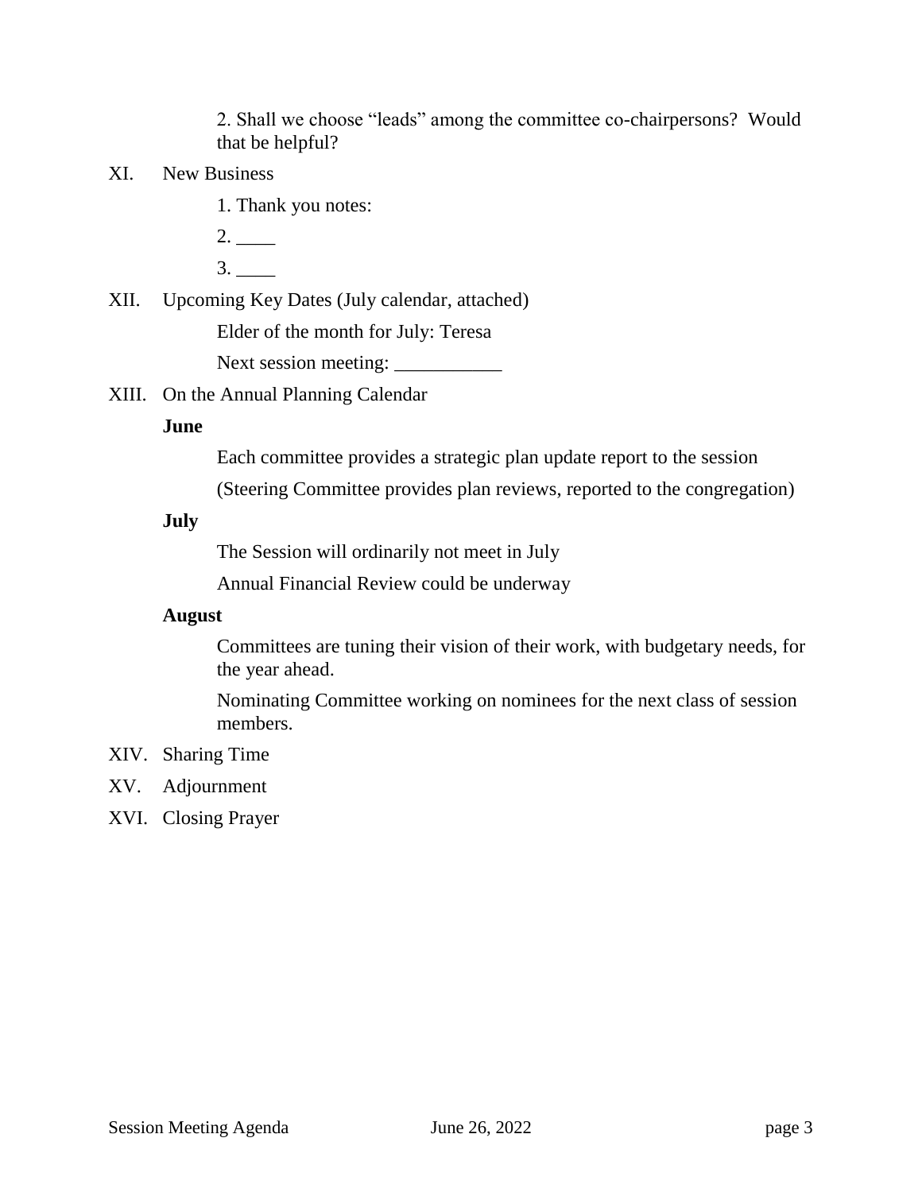2. Shall we choose “leads” among the committee co-chairpersons? Would that be helpful?

XI. New Business

1. Thank you notes:

2. ____

3. ____

XII. Upcoming Key Dates (July calendar, attached)

Elder of the month for July: Teresa

Next session meeting: ___________

XIII. On the Annual Planning Calendar

**June**

Each committee provides a strategic plan update report to the session

(Steering Committee provides plan reviews, reported to the congregation)

**July**

The Session will ordinarily not meet in July

Annual Financial Review could be underway

**August**

Committees are tuning their vision of their work, with budgetary needs, for the year ahead.

Nominating Committee working on nominees for the next class of session members.

XIV. Sharing Time

XV. Adjournment

XVI. Closing Prayer